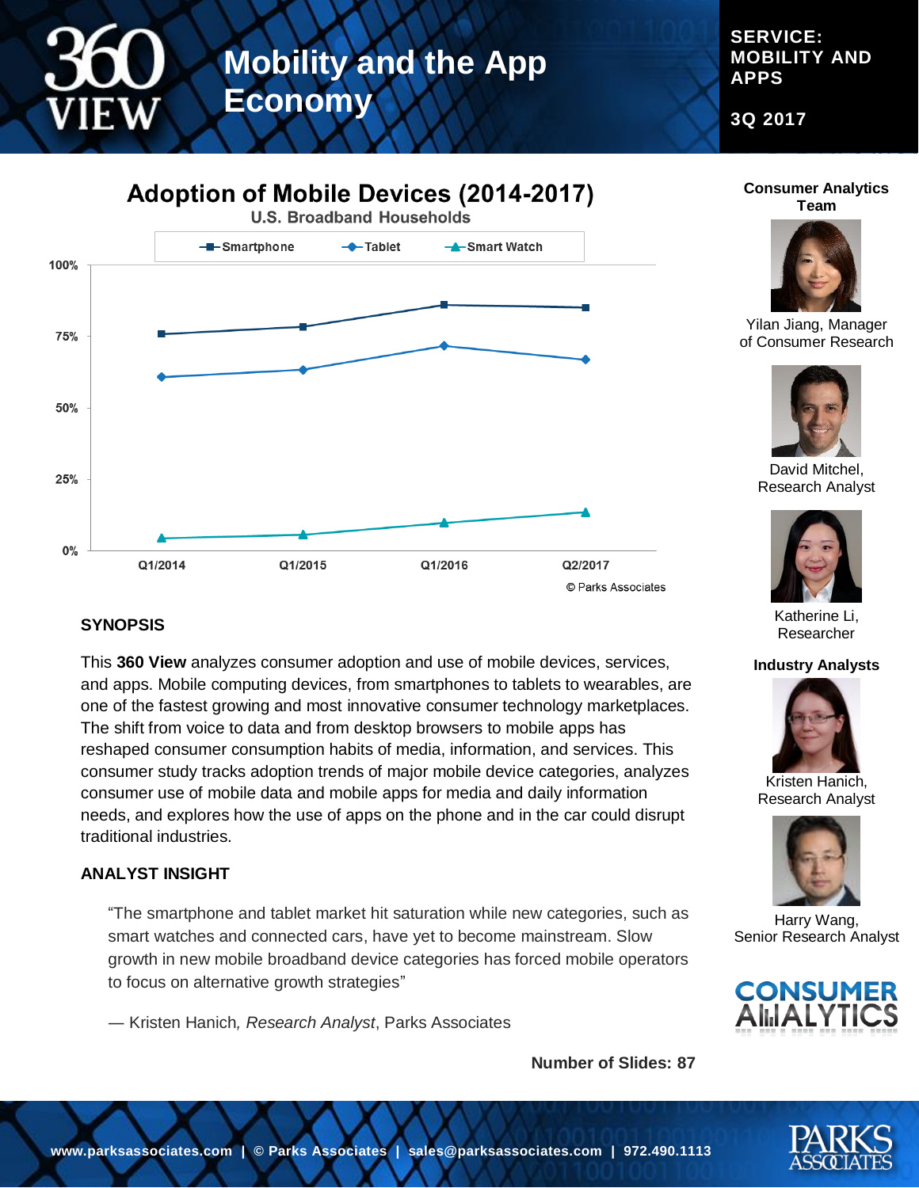# Mobility and the App Economy

**SERVICE: MOBILITY AND APPS**

**3Q 2017**

## Adoption of Mobile Devices (2014-2017)

U.S. Broadband Households

Smartphone | Tablet | Smart Watch

© Parks Associates

### SYNOPSIS

This **360 View** analyzes consumer adoption and use of mobile devices, services, and apps. Mobile computing devices, from smartphones to tablets to wearables, are one of the fastest growing and most innovative consumer technology marketplaces. The shift from voice to data and from desktop browsers to mobile apps has reshaped consumer consumption habits of media, information, and services. This consumer study tracks adoption trends of major mobile device categories, analyzes consumer use of mobile data and mobile apps for media and daily information needs, and explores how the use of apps on the phone and in the car could disrupt traditional industries.

### ANALYST INSIGHT

> "The smartphone and tablet market hit saturation while new categories, such as smart watches and connected cars, have yet to become mainstream. Slow growth in new mobile broadband device categories has forced mobile operators to focus on alternative growth strategies"
>
> — Kristen Hanich, *Research Analyst*, Parks Associates

**Number of Slides: 87**

**Consumer Analytics Team**

Yilan Jiang, Manager of Consumer Research

David Mitchel, Research Analyst

Katherine Li, Researcher

**Industry Analysts**

Kristen Hanich, Research Analyst

Harry Wang, Senior Research Analyst

**www.parksassociates.com | © Parks Associates | sales@parksassociates.com | 972.490.1113**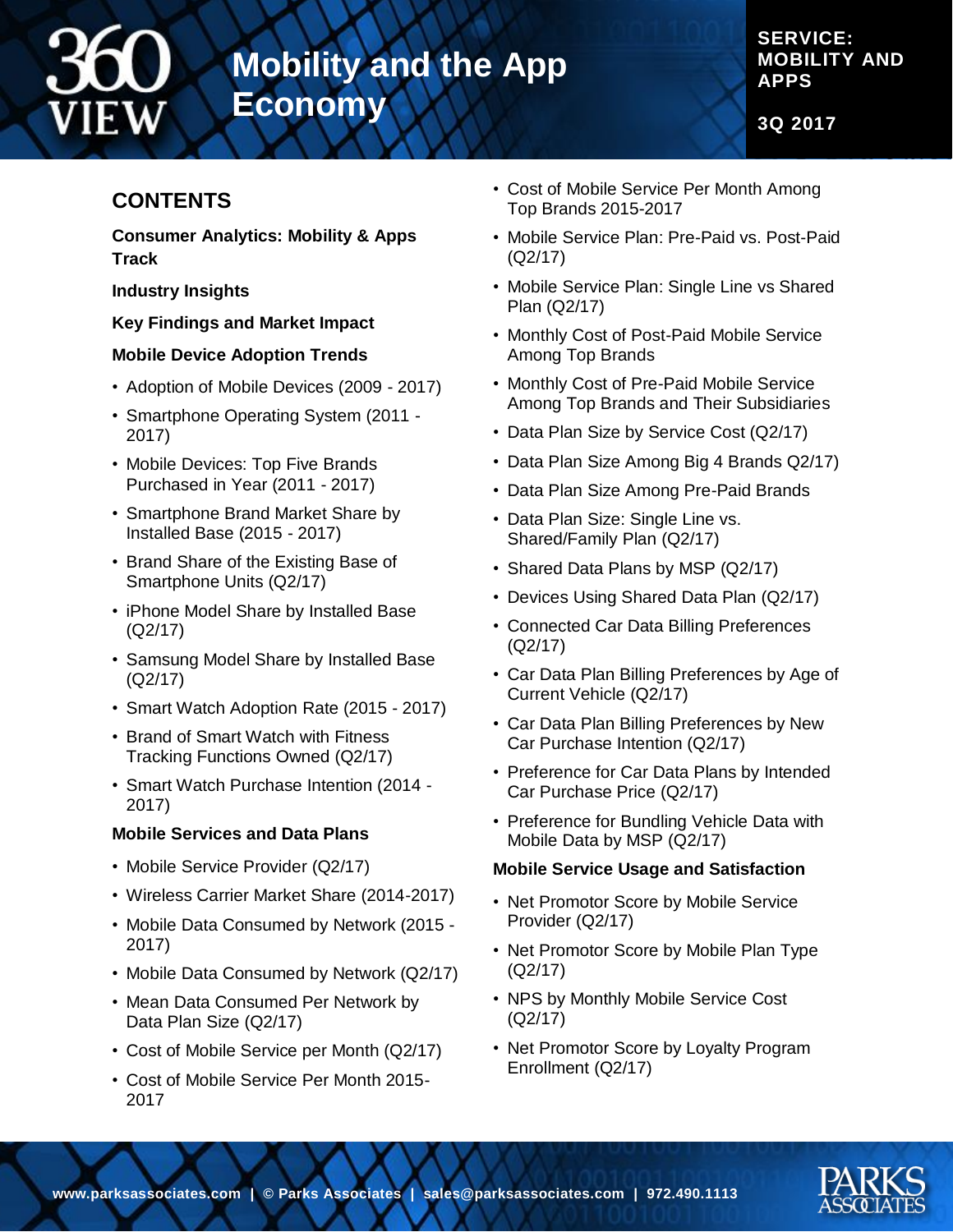# Mobility and the App Economy

**SERVICE: MOBILITY AND APPS**

**3Q 2017**

## CONTENTS

**Consumer Analytics: Mobility & Apps Track**

**Industry Insights**

**Key Findings and Market Impact**

**Mobile Device Adoption Trends**

- Adoption of Mobile Devices (2009 - 2017)
- Smartphone Operating System (2011 - 2017)
- Mobile Devices: Top Five Brands Purchased in Year (2011 - 2017)
- Smartphone Brand Market Share by Installed Base (2015 - 2017)
- Brand Share of the Existing Base of Smartphone Units (Q2/17)
- iPhone Model Share by Installed Base (Q2/17)
- Samsung Model Share by Installed Base (Q2/17)
- Smart Watch Adoption Rate (2015 - 2017)
- Brand of Smart Watch with Fitness Tracking Functions Owned (Q2/17)
- Smart Watch Purchase Intention (2014 - 2017)

**Mobile Services and Data Plans**

- Mobile Service Provider (Q2/17)
- Wireless Carrier Market Share (2014-2017)
- Mobile Data Consumed by Network (2015 - 2017)
- Mobile Data Consumed by Network (Q2/17)
- Mean Data Consumed Per Network by Data Plan Size (Q2/17)
- Cost of Mobile Service per Month (Q2/17)
- Cost of Mobile Service Per Month 2015-2017
- Cost of Mobile Service Per Month Among Top Brands 2015-2017
- Mobile Service Plan: Pre-Paid vs. Post-Paid (Q2/17)
- Mobile Service Plan: Single Line vs Shared Plan (Q2/17)
- Monthly Cost of Post-Paid Mobile Service Among Top Brands
- Monthly Cost of Pre-Paid Mobile Service Among Top Brands and Their Subsidiaries
- Data Plan Size by Service Cost (Q2/17)
- Data Plan Size Among Big 4 Brands Q2/17)
- Data Plan Size Among Pre-Paid Brands
- Data Plan Size: Single Line vs. Shared/Family Plan (Q2/17)
- Shared Data Plans by MSP (Q2/17)
- Devices Using Shared Data Plan (Q2/17)
- Connected Car Data Billing Preferences (Q2/17)
- Car Data Plan Billing Preferences by Age of Current Vehicle (Q2/17)
- Car Data Plan Billing Preferences by New Car Purchase Intention (Q2/17)
- Preference for Car Data Plans by Intended Car Purchase Price (Q2/17)
- Preference for Bundling Vehicle Data with Mobile Data by MSP (Q2/17)

**Mobile Service Usage and Satisfaction**

- Net Promotor Score by Mobile Service Provider (Q2/17)
- Net Promotor Score by Mobile Plan Type (Q2/17)
- NPS by Monthly Mobile Service Cost (Q2/17)
- Net Promotor Score by Loyalty Program Enrollment (Q2/17)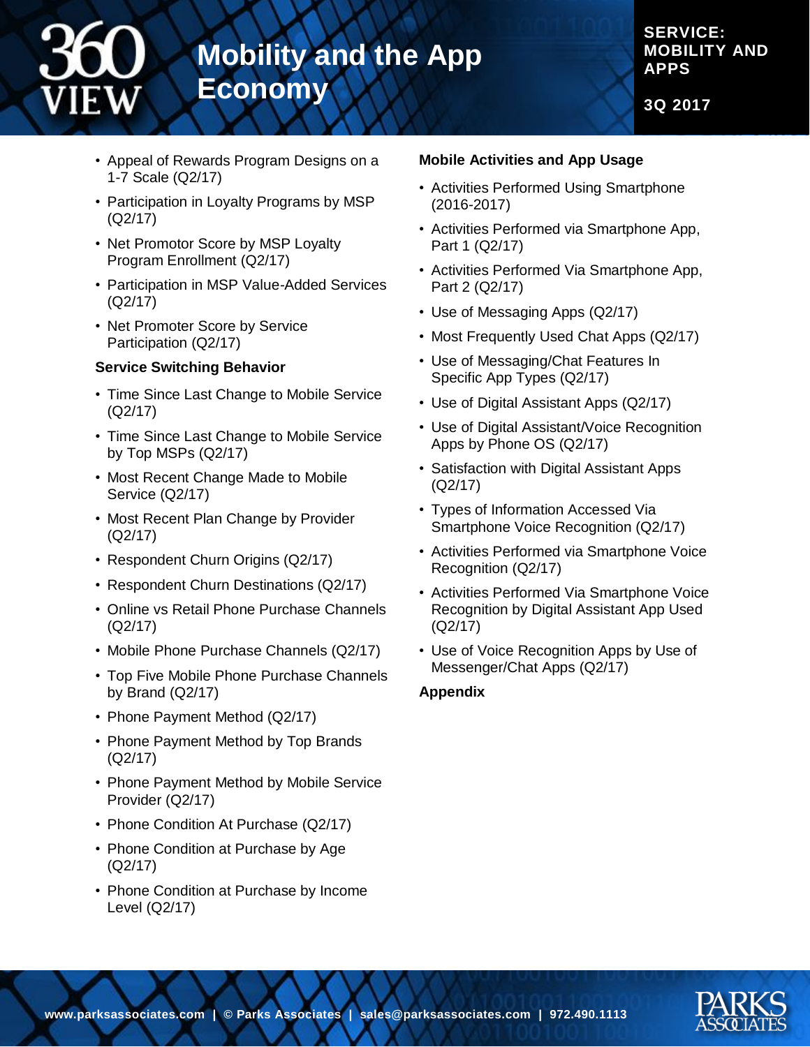- Appeal of Rewards Program Designs on a 1-7 Scale (Q2/17)
- Participation in Loyalty Programs by MSP (Q2/17)
- Net Promotor Score by MSP Loyalty Program Enrollment (Q2/17)
- Participation in MSP Value-Added Services (Q2/17)
- Net Promoter Score by Service Participation (Q2/17)

**Service Switching Behavior**

- Time Since Last Change to Mobile Service (Q2/17)
- Time Since Last Change to Mobile Service by Top MSPs (Q2/17)
- Most Recent Change Made to Mobile Service (Q2/17)
- Most Recent Plan Change by Provider (Q2/17)
- Respondent Churn Origins (Q2/17)
- Respondent Churn Destinations (Q2/17)
- Online vs Retail Phone Purchase Channels (Q2/17)
- Mobile Phone Purchase Channels (Q2/17)
- Top Five Mobile Phone Purchase Channels by Brand (Q2/17)
- Phone Payment Method (Q2/17)
- Phone Payment Method by Top Brands (Q2/17)
- Phone Payment Method by Mobile Service Provider (Q2/17)
- Phone Condition At Purchase (Q2/17)
- Phone Condition at Purchase by Age (Q2/17)
- Phone Condition at Purchase by Income Level (Q2/17)

**Mobile Activities and App Usage**

- Activities Performed Using Smartphone (2016-2017)
- Activities Performed via Smartphone App, Part 1 (Q2/17)
- Activities Performed Via Smartphone App, Part 2 (Q2/17)
- Use of Messaging Apps (Q2/17)
- Most Frequently Used Chat Apps (Q2/17)
- Use of Messaging/Chat Features In Specific App Types (Q2/17)
- Use of Digital Assistant Apps (Q2/17)
- Use of Digital Assistant/Voice Recognition Apps by Phone OS (Q2/17)
- Satisfaction with Digital Assistant Apps (Q2/17)
- Types of Information Accessed Via Smartphone Voice Recognition (Q2/17)
- Activities Performed via Smartphone Voice Recognition (Q2/17)
- Activities Performed Via Smartphone Voice Recognition by Digital Assistant App Used (Q2/17)
- Use of Voice Recognition Apps by Use of Messenger/Chat Apps (Q2/17)

**Appendix**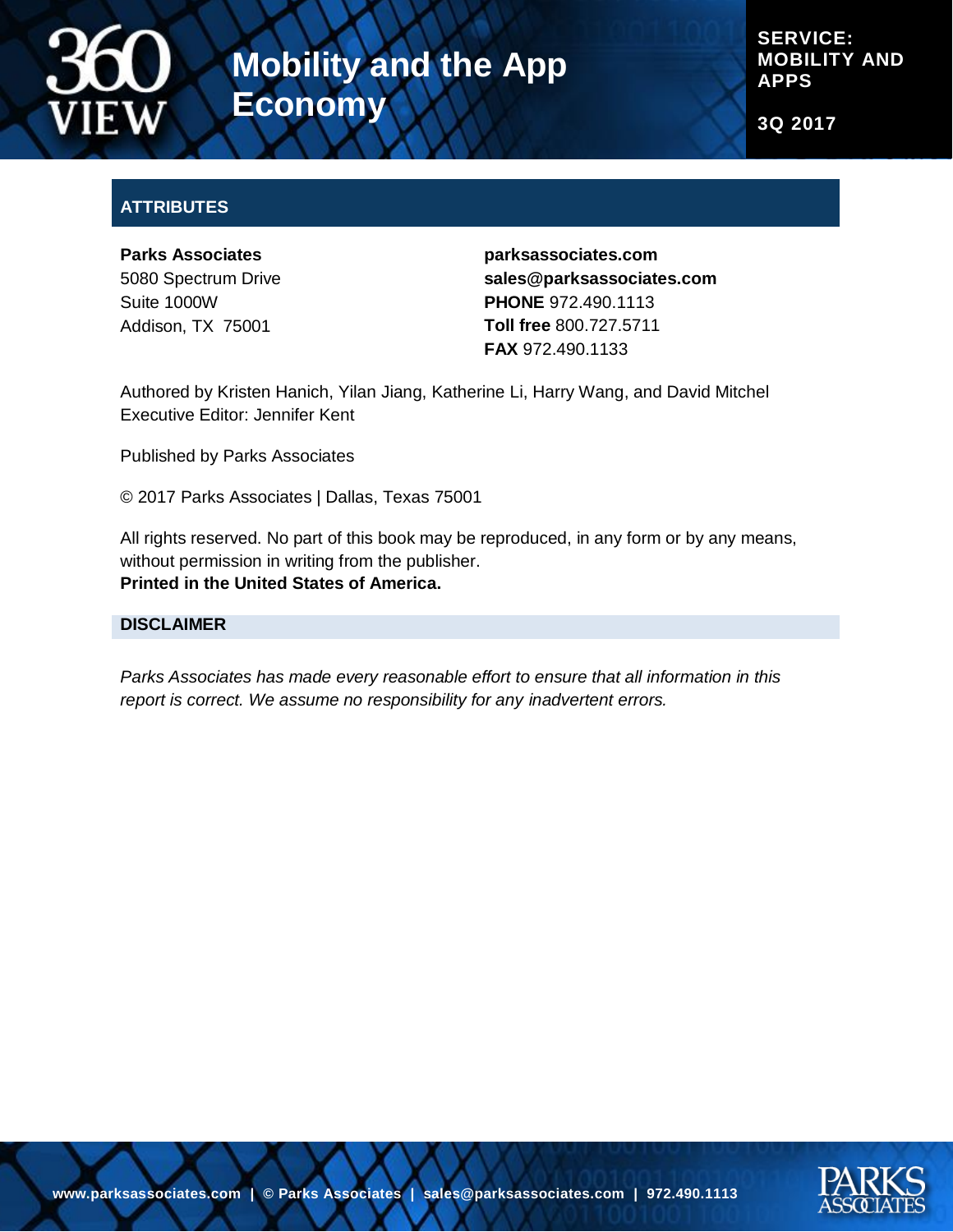# Mobility and the App Economy

**SERVICE: MOBILITY AND APPS**

**3Q 2017**

## ATTRIBUTES

**Parks Associates**
5080 Spectrum Drive
Suite 1000W
Addison, TX 75001

**parksassociates.com**
**sales@parksassociates.com**
**PHONE** 972.490.1113
**Toll free** 800.727.5711
**FAX** 972.490.1133

Authored by Kristen Hanich, Yilan Jiang, Katherine Li, Harry Wang, and David Mitchel
Executive Editor: Jennifer Kent

Published by Parks Associates

© 2017 Parks Associates | Dallas, Texas 75001

All rights reserved. No part of this book may be reproduced, in any form or by any means, without permission in writing from the publisher.
**Printed in the United States of America.**

## DISCLAIMER

*Parks Associates has made every reasonable effort to ensure that all information in this report is correct. We assume no responsibility for any inadvertent errors.*